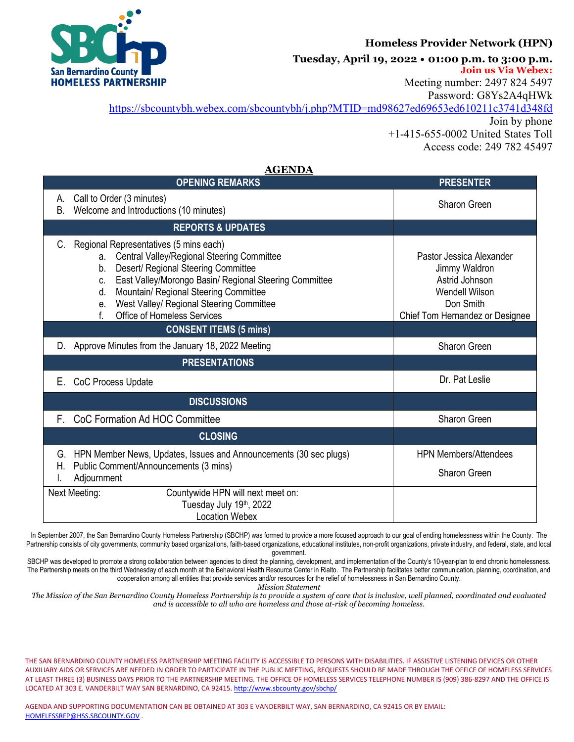San Bernardino County HOMELESS PARTNERSHIP

**Homeless Provider Network (HPN)**

**Tuesday, April 19, 2022 • 01:00 p.m. to 3:00 p.m.**

**Join us Via Webex:**

Meeting number: 2497 824 5497

Password: G8Ys2A4qHWk

https://sbcountybh.webex.com/sbcountybh/j.php?MTID=md98627ed69653ed610211c3741d348fd

Join by phone

+1-415-655-0002 United States Toll

Access code: 249 782 45497

## AGENDA

| OPENING REMARKS | PRESENTER |
|---|---|
| A. Call to Order (3 minutes)<br>B. Welcome and Introductions (10 minutes) | Sharon Green |
| **REPORTS & UPDATES** | |
| C. Regional Representatives (5 mins each)<br>a. Central Valley/Regional Steering Committee<br>b. Desert/ Regional Steering Committee<br>c. East Valley/Morongo Basin/ Regional Steering Committee<br>d. Mountain/ Regional Steering Committee<br>e. West Valley/ Regional Steering Committee<br>f. Office of Homeless Services | <br>Pastor Jessica Alexander<br>Jimmy Waldron<br>Astrid Johnson<br>Wendell Wilson<br>Don Smith<br>Chief Tom Hernandez or Designee |
| **CONSENT ITEMS (5 mins)** | |
| D. Approve Minutes from the January 18, 2022 Meeting | Sharon Green |
| **PRESENTATIONS** | |
| E. CoC Process Update | Dr. Pat Leslie |
| **DISCUSSIONS** | |
| F. CoC Formation Ad HOC Committee | Sharon Green |
| **CLOSING** | |
| G. HPN Member News, Updates, Issues and Announcements (30 sec plugs)<br>H. Public Comment/Announcements (3 mins)<br>I. Adjournment | HPN Members/Attendees<br><br>Sharon Green |
| Next Meeting: Countywide HPN will next meet on: Tuesday July 19th, 2022 Location Webex | |

In September 2007, the San Bernardino County Homeless Partnership (SBCHP) was formed to provide a more focused approach to our goal of ending homelessness within the County. The Partnership consists of city governments, community based organizations, faith-based organizations, educational institutes, non-profit organizations, private industry, and federal, state, and local government.

SBCHP was developed to promote a strong collaboration between agencies to direct the planning, development, and implementation of the County's 10-year-plan to end chronic homelessness. The Partnership meets on the third Wednesday of each month at the Behavioral Health Resource Center in Rialto. The Partnership facilitates better communication, planning, coordination, and cooperation among all entities that provide services and/or resources for the relief of homelessness in San Bernardino County.

*Mission Statement*

*The Mission of the San Bernardino County Homeless Partnership is to provide a system of care that is inclusive, well planned, coordinated and evaluated and is accessible to all who are homeless and those at-risk of becoming homeless.*

THE SAN BERNARDINO COUNTY HOMELESS PARTNERSHIP MEETING FACILITY IS ACCESSIBLE TO PERSONS WITH DISABILITIES. IF ASSISTIVE LISTENING DEVICES OR OTHER AUXILIARY AIDS OR SERVICES ARE NEEDED IN ORDER TO PARTICIPATE IN THE PUBLIC MEETING, REQUESTS SHOULD BE MADE THROUGH THE OFFICE OF HOMELESS SERVICES AT LEAST THREE (3) BUSINESS DAYS PRIOR TO THE PARTNERSHIP MEETING. THE OFFICE OF HOMELESS SERVICES TELEPHONE NUMBER IS (909) 386-8297 AND THE OFFICE IS LOCATED AT 303 E. VANDERBILT WAY SAN BERNARDINO, CA 92415. http://www.sbcounty.gov/sbchp/

AGENDA AND SUPPORTING DOCUMENTATION CAN BE OBTAINED AT 303 E VANDERBILT WAY, SAN BERNARDINO, CA 92415 OR BY EMAIL: HOMELESSRFP@HSS.SBCOUNTY.GOV .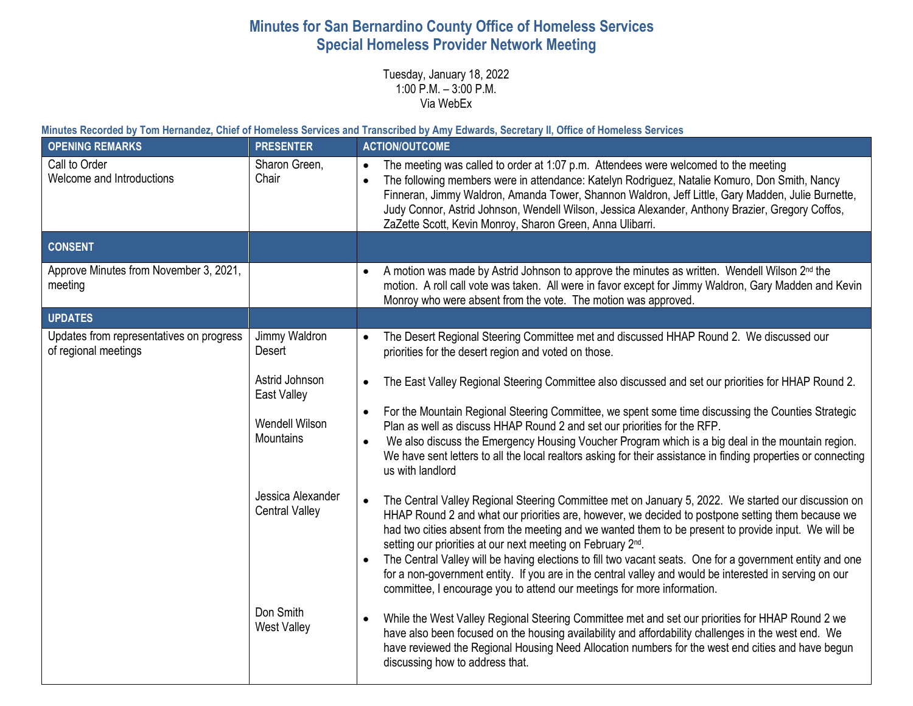# Minutes for San Bernardino County Office of Homeless Services
## Special Homeless Provider Network Meeting

Tuesday, January 18, 2022
1:00 P.M. – 3:00 P.M.
Via WebEx

**Minutes Recorded by Tom Hernandez, Chief of Homeless Services and Transcribed by Amy Edwards, Secretary II, Office of Homeless Services**

| OPENING REMARKS | PRESENTER | ACTION/OUTCOME |
|---|---|---|
| Call to Order<br>Welcome and Introductions | Sharon Green, Chair | • The meeting was called to order at 1:07 p.m. Attendees were welcomed to the meeting<br>• The following members were in attendance: Katelyn Rodriguez, Natalie Komuro, Don Smith, Nancy Finneran, Jimmy Waldron, Amanda Tower, Shannon Waldron, Jeff Little, Gary Madden, Julie Burnette, Judy Connor, Astrid Johnson, Wendell Wilson, Jessica Alexander, Anthony Brazier, Gregory Coffos, ZaZette Scott, Kevin Monroy, Sharon Green, Anna Ulibarri. |
| **CONSENT** | | |
| Approve Minutes from November 3, 2021, meeting | | • A motion was made by Astrid Johnson to approve the minutes as written. Wendell Wilson 2nd the motion. A roll call vote was taken. All were in favor except for Jimmy Waldron, Gary Madden and Kevin Monroy who were absent from the vote. The motion was approved. |
| **UPDATES** | | |
| Updates from representatives on progress of regional meetings | Jimmy Waldron<br>Desert | • The Desert Regional Steering Committee met and discussed HHAP Round 2. We discussed our priorities for the desert region and voted on those. |
| | Astrid Johnson<br>East Valley | • The East Valley Regional Steering Committee also discussed and set our priorities for HHAP Round 2. |
| | Wendell Wilson<br>Mountains | • For the Mountain Regional Steering Committee, we spent some time discussing the Counties Strategic Plan as well as discuss HHAP Round 2 and set our priorities for the RFP.<br>• We also discuss the Emergency Housing Voucher Program which is a big deal in the mountain region. We have sent letters to all the local realtors asking for their assistance in finding properties or connecting us with landlord |
| | Jessica Alexander<br>Central Valley | • The Central Valley Regional Steering Committee met on January 5, 2022. We started our discussion on HHAP Round 2 and what our priorities are, however, we decided to postpone setting them because we had two cities absent from the meeting and we wanted them to be present to provide input. We will be setting our priorities at our next meeting on February 2nd.<br>• The Central Valley will be having elections to fill two vacant seats. One for a government entity and one for a non-government entity. If you are in the central valley and would be interested in serving on our committee, I encourage you to attend our meetings for more information. |
| | Don Smith<br>West Valley | • While the West Valley Regional Steering Committee met and set our priorities for HHAP Round 2 we have also been focused on the housing availability and affordability challenges in the west end. We have reviewed the Regional Housing Need Allocation numbers for the west end cities and have begun discussing how to address that. |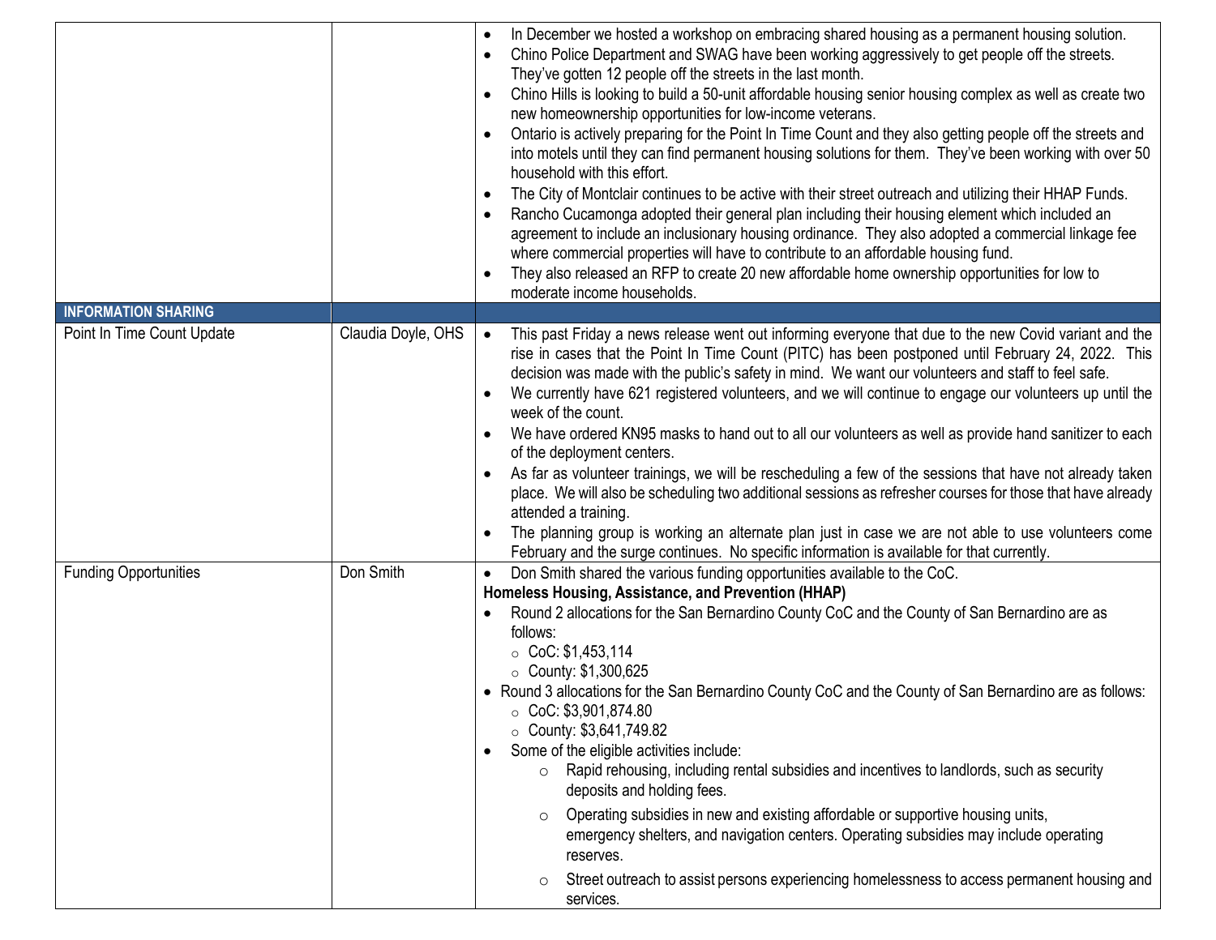| | | |
|---|---|---|
| | | • In December we hosted a workshop on embracing shared housing as a permanent housing solution.<br>• Chino Police Department and SWAG have been working aggressively to get people off the streets. They've gotten 12 people off the streets in the last month.<br>• Chino Hills is looking to build a 50-unit affordable housing senior housing complex as well as create two new homeownership opportunities for low-income veterans.<br>• Ontario is actively preparing for the Point In Time Count and they also getting people off the streets and into motels until they can find permanent housing solutions for them. They've been working with over 50 household with this effort.<br>• The City of Montclair continues to be active with their street outreach and utilizing their HHAP Funds.<br>• Rancho Cucamonga adopted their general plan including their housing element which included an agreement to include an inclusionary housing ordinance. They also adopted a commercial linkage fee where commercial properties will have to contribute to an affordable housing fund.<br>• They also released an RFP to create 20 new affordable home ownership opportunities for low to moderate income households. |
| **INFORMATION SHARING** | | |
| Point In Time Count Update | Claudia Doyle, OHS | • This past Friday a news release went out informing everyone that due to the new Covid variant and the rise in cases that the Point In Time Count (PITC) has been postponed until February 24, 2022. This decision was made with the public's safety in mind. We want our volunteers and staff to feel safe.<br>• We currently have 621 registered volunteers, and we will continue to engage our volunteers up until the week of the count.<br>• We have ordered KN95 masks to hand out to all our volunteers as well as provide hand sanitizer to each of the deployment centers.<br>• As far as volunteer trainings, we will be rescheduling a few of the sessions that have not already taken place. We will also be scheduling two additional sessions as refresher courses for those that have already attended a training.<br>• The planning group is working an alternate plan just in case we are not able to use volunteers come February and the surge continues. No specific information is available for that currently. |
| Funding Opportunities | Don Smith | • Don Smith shared the various funding opportunities available to the CoC.<br>**Homeless Housing, Assistance, and Prevention (HHAP)**<br>• Round 2 allocations for the San Bernardino County CoC and the County of San Bernardino are as follows:<br>&nbsp;&nbsp;○ CoC: $1,453,114<br>&nbsp;&nbsp;○ County: $1,300,625<br>• Round 3 allocations for the San Bernardino County CoC and the County of San Bernardino are as follows:<br>&nbsp;&nbsp;○ CoC: $3,901,874.80<br>&nbsp;&nbsp;○ County: $3,641,749.82<br>• Some of the eligible activities include:<br>&nbsp;&nbsp;○ Rapid rehousing, including rental subsidies and incentives to landlords, such as security deposits and holding fees.<br>&nbsp;&nbsp;○ Operating subsidies in new and existing affordable or supportive housing units, emergency shelters, and navigation centers. Operating subsidies may include operating reserves.<br>&nbsp;&nbsp;○ Street outreach to assist persons experiencing homelessness to access permanent housing and services. |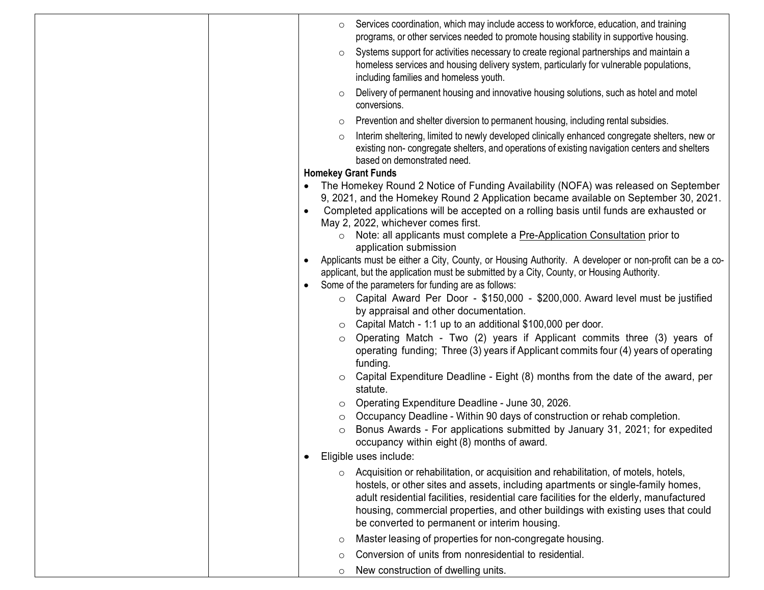| | | - Services coordination, which may include access to workforce, education, and training programs, or other services needed to promote housing stability in supportive housing.<br>- Systems support for activities necessary to create regional partnerships and maintain a homeless services and housing delivery system, particularly for vulnerable populations, including families and homeless youth.<br>- Delivery of permanent housing and innovative housing solutions, such as hotel and motel conversions.<br>- Prevention and shelter diversion to permanent housing, including rental subsidies.<br>- Interim sheltering, limited to newly developed clinically enhanced congregate shelters, new or existing non- congregate shelters, and operations of existing navigation centers and shelters based on demonstrated need.<br>**Homekey Grant Funds**<br>• The Homekey Round 2 Notice of Funding Availability (NOFA) was released on September 9, 2021, and the Homekey Round 2 Application became available on September 30, 2021.<br>• Completed applications will be accepted on a rolling basis until funds are exhausted or May 2, 2022, whichever comes first.<br>  - Note: all applicants must complete a Pre-Application Consultation prior to application submission<br>• Applicants must be either a City, County, or Housing Authority. A developer or non-profit can be a co-applicant, but the application must be submitted by a City, County, or Housing Authority.<br>• Some of the parameters for funding are as follows:<br>  - Capital Award Per Door - $150,000 - $200,000. Award level must be justified by appraisal and other documentation.<br>  - Capital Match - 1:1 up to an additional $100,000 per door.<br>  - Operating Match - Two (2) years if Applicant commits three (3) years of operating funding; Three (3) years if Applicant commits four (4) years of operating funding.<br>  - Capital Expenditure Deadline - Eight (8) months from the date of the award, per statute.<br>  - Operating Expenditure Deadline - June 30, 2026.<br>  - Occupancy Deadline - Within 90 days of construction or rehab completion.<br>  - Bonus Awards - For applications submitted by January 31, 2021; for expedited occupancy within eight (8) months of award.<br>• Eligible uses include:<br>  - Acquisition or rehabilitation, or acquisition and rehabilitation, of motels, hotels, hostels, or other sites and assets, including apartments or single-family homes, adult residential facilities, residential care facilities for the elderly, manufactured housing, commercial properties, and other buildings with existing uses that could be converted to permanent or interim housing.<br>  - Master leasing of properties for non-congregate housing.<br>  - Conversion of units from nonresidential to residential.<br>  - New construction of dwelling units. |
|---|---|---|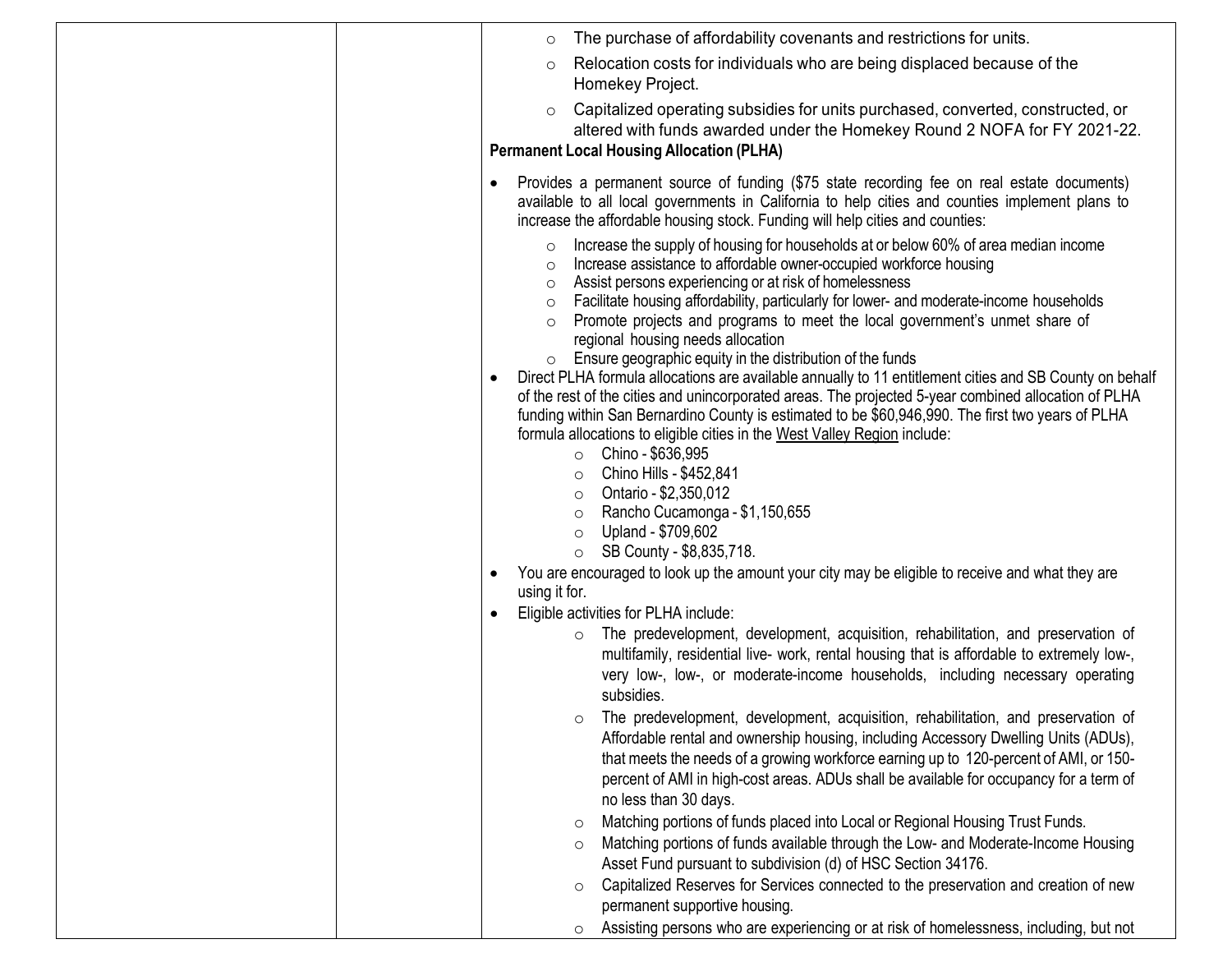| | | ◦ The purchase of affordability covenants and restrictions for units.<br>◦ Relocation costs for individuals who are being displaced because of the Homekey Project.<br>◦ Capitalized operating subsidies for units purchased, converted, constructed, or altered with funds awarded under the Homekey Round 2 NOFA for FY 2021-22.<br>**Permanent Local Housing Allocation (PLHA)**<br>• Provides a permanent source of funding ($75 state recording fee on real estate documents) available to all local governments in California to help cities and counties implement plans to increase the affordable housing stock. Funding will help cities and counties:<br>◦ Increase the supply of housing for households at or below 60% of area median income<br>◦ Increase assistance to affordable owner-occupied workforce housing<br>◦ Assist persons experiencing or at risk of homelessness<br>◦ Facilitate housing affordability, particularly for lower- and moderate-income households<br>◦ Promote projects and programs to meet the local government's unmet share of regional housing needs allocation<br>◦ Ensure geographic equity in the distribution of the funds<br>• Direct PLHA formula allocations are available annually to 11 entitlement cities and SB County on behalf of the rest of the cities and unincorporated areas. The projected 5-year combined allocation of PLHA funding within San Bernardino County is estimated to be $60,946,990. The first two years of PLHA formula allocations to eligible cities in the West Valley Region include:<br>◦ Chino - $636,995<br>◦ Chino Hills - $452,841<br>◦ Ontario - $2,350,012<br>◦ Rancho Cucamonga - $1,150,655<br>◦ Upland - $709,602<br>◦ SB County - $8,835,718.<br>• You are encouraged to look up the amount your city may be eligible to receive and what they are using it for.<br>• Eligible activities for PLHA include:<br>◦ The predevelopment, development, acquisition, rehabilitation, and preservation of multifamily, residential live- work, rental housing that is affordable to extremely low-, very low-, low-, or moderate-income households, including necessary operating subsidies.<br>◦ The predevelopment, development, acquisition, rehabilitation, and preservation of Affordable rental and ownership housing, including Accessory Dwelling Units (ADUs), that meets the needs of a growing workforce earning up to 120-percent of AMI, or 150-percent of AMI in high-cost areas. ADUs shall be available for occupancy for a term of no less than 30 days.<br>◦ Matching portions of funds placed into Local or Regional Housing Trust Funds.<br>◦ Matching portions of funds available through the Low- and Moderate-Income Housing Asset Fund pursuant to subdivision (d) of HSC Section 34176.<br>◦ Capitalized Reserves for Services connected to the preservation and creation of new permanent supportive housing.<br>◦ Assisting persons who are experiencing or at risk of homelessness, including, but not |
|---|---|---|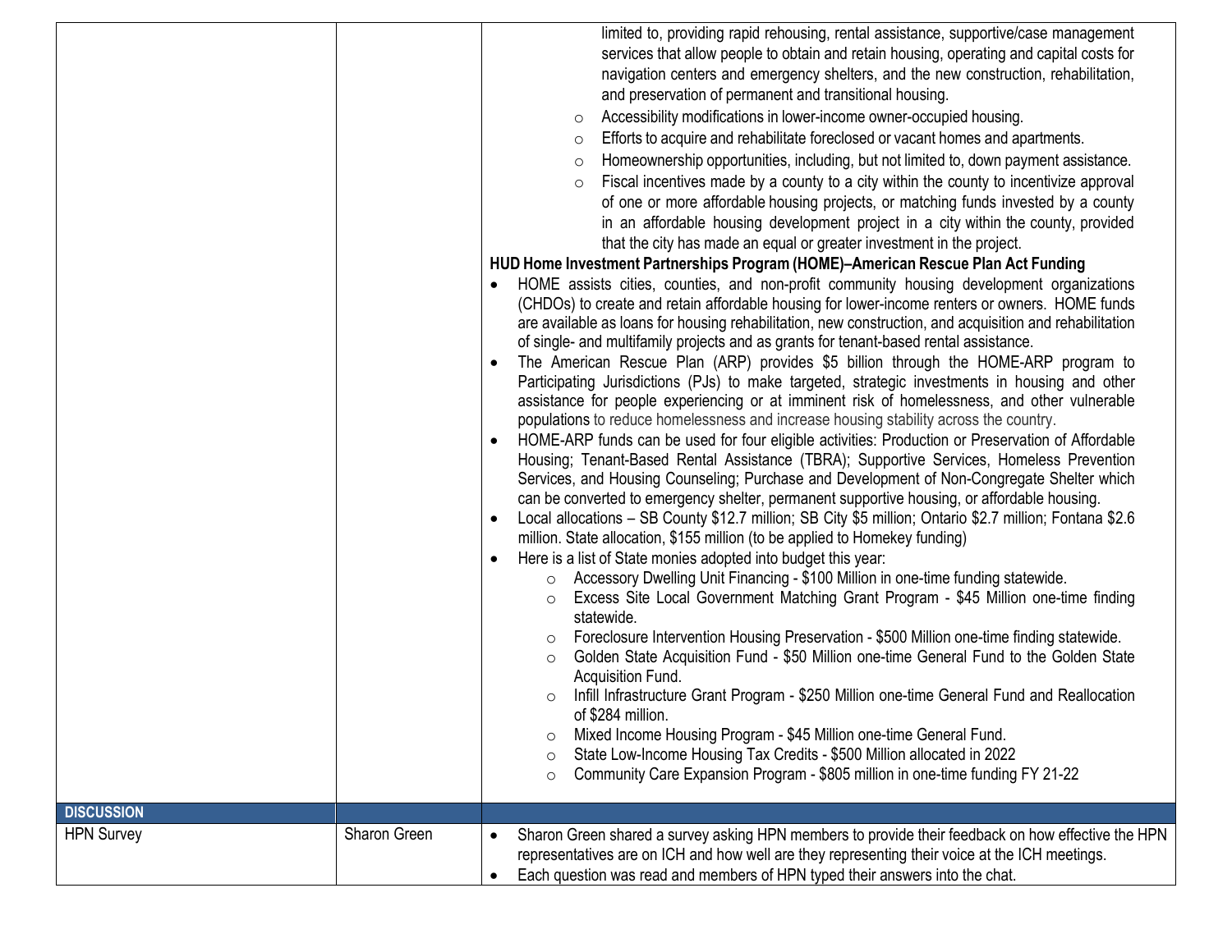| | | |
|---|---|---|
| | | limited to, providing rapid rehousing, rental assistance, supportive/case management services that allow people to obtain and retain housing, operating and capital costs for navigation centers and emergency shelters, and the new construction, rehabilitation, and preservation of permanent and transitional housing.<br>○ Accessibility modifications in lower-income owner-occupied housing.<br>○ Efforts to acquire and rehabilitate foreclosed or vacant homes and apartments.<br>○ Homeownership opportunities, including, but not limited to, down payment assistance.<br>○ Fiscal incentives made by a county to a city within the county to incentivize approval of one or more affordable housing projects, or matching funds invested by a county in an affordable housing development project in a city within the county, provided that the city has made an equal or greater investment in the project.<br>**HUD Home Investment Partnerships Program (HOME)–American Rescue Plan Act Funding**<br>• HOME assists cities, counties, and non-profit community housing development organizations (CHDOs) to create and retain affordable housing for lower-income renters or owners. HOME funds are available as loans for housing rehabilitation, new construction, and acquisition and rehabilitation of single- and multifamily projects and as grants for tenant-based rental assistance.<br>• The American Rescue Plan (ARP) provides $5 billion through the HOME-ARP program to Participating Jurisdictions (PJs) to make targeted, strategic investments in housing and other assistance for people experiencing or at imminent risk of homelessness, and other vulnerable populations to reduce homelessness and increase housing stability across the country.<br>• HOME-ARP funds can be used for four eligible activities: Production or Preservation of Affordable Housing; Tenant-Based Rental Assistance (TBRA); Supportive Services, Homeless Prevention Services, and Housing Counseling; Purchase and Development of Non-Congregate Shelter which can be converted to emergency shelter, permanent supportive housing, or affordable housing.<br>• Local allocations – SB County $12.7 million; SB City $5 million; Ontario $2.7 million; Fontana $2.6 million. State allocation, $155 million (to be applied to Homekey funding)<br>• Here is a list of State monies adopted into budget this year:<br>○ Accessory Dwelling Unit Financing - $100 Million in one-time funding statewide.<br>○ Excess Site Local Government Matching Grant Program - $45 Million one-time finding statewide.<br>○ Foreclosure Intervention Housing Preservation - $500 Million one-time finding statewide.<br>○ Golden State Acquisition Fund - $50 Million one-time General Fund to the Golden State Acquisition Fund.<br>○ Infill Infrastructure Grant Program - $250 Million one-time General Fund and Reallocation of $284 million.<br>○ Mixed Income Housing Program - $45 Million one-time General Fund.<br>○ State Low-Income Housing Tax Credits - $500 Million allocated in 2022<br>○ Community Care Expansion Program - $805 million in one-time funding FY 21-22 |
| **DISCUSSION** | | |
| HPN Survey | Sharon Green | • Sharon Green shared a survey asking HPN members to provide their feedback on how effective the HPN representatives are on ICH and how well are they representing their voice at the ICH meetings.<br>• Each question was read and members of HPN typed their answers into the chat. |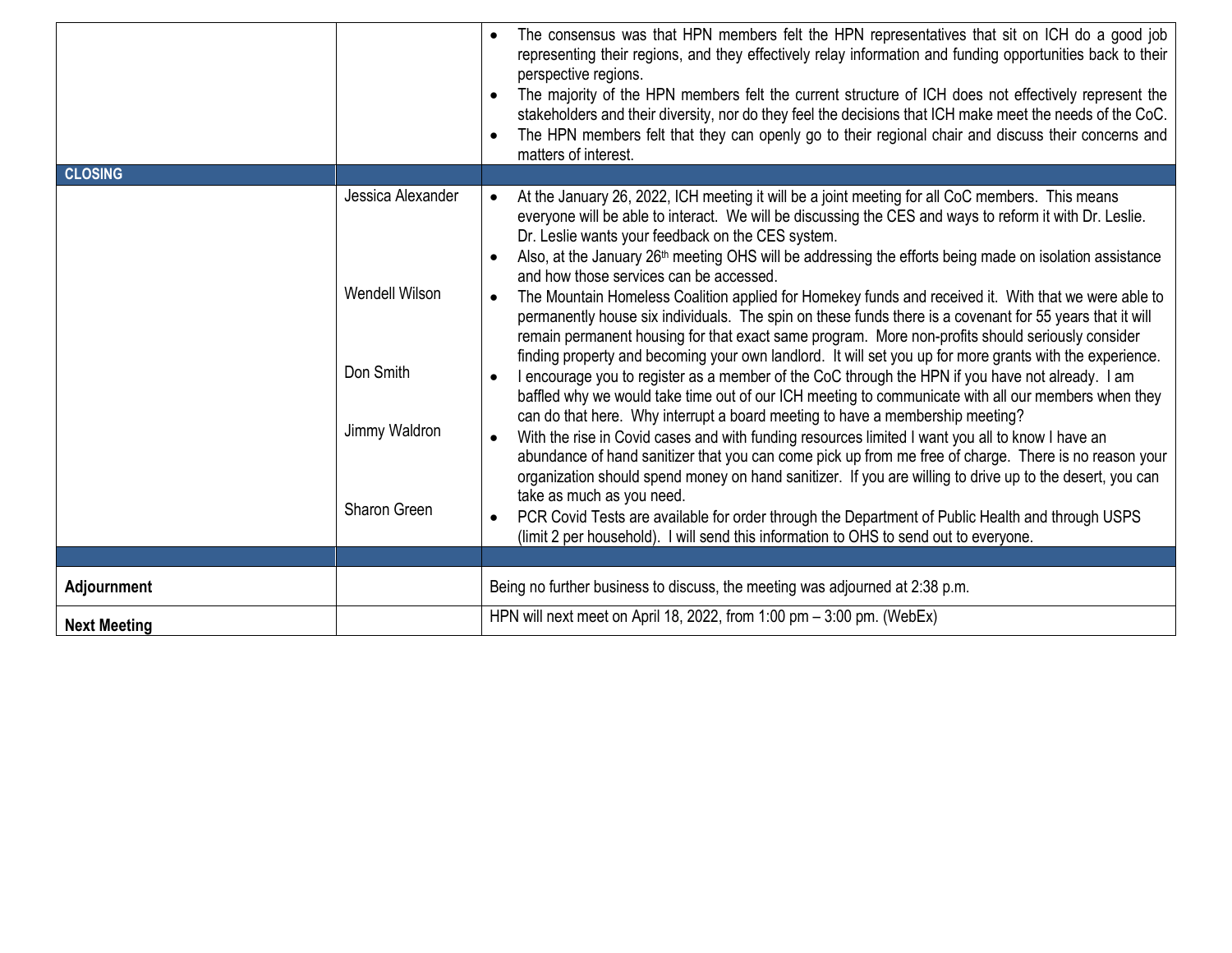| | | |
|---|---|---|
| | | • The consensus was that HPN members felt the HPN representatives that sit on ICH do a good job representing their regions, and they effectively relay information and funding opportunities back to their perspective regions.<br>• The majority of the HPN members felt the current structure of ICH does not effectively represent the stakeholders and their diversity, nor do they feel the decisions that ICH make meet the needs of the CoC.<br>• The HPN members felt that they can openly go to their regional chair and discuss their concerns and matters of interest. |
| **CLOSING** | | |
| | Jessica Alexander | • At the January 26, 2022, ICH meeting it will be a joint meeting for all CoC members. This means everyone will be able to interact. We will be discussing the CES and ways to reform it with Dr. Leslie. Dr. Leslie wants your feedback on the CES system.<br>• Also, at the January 26th meeting OHS will be addressing the efforts being made on isolation assistance and how those services can be accessed. |
| | Wendell Wilson | • The Mountain Homeless Coalition applied for Homekey funds and received it. With that we were able to permanently house six individuals. The spin on these funds there is a covenant for 55 years that it will remain permanent housing for that exact same program. More non-profits should seriously consider finding property and becoming your own landlord. It will set you up for more grants with the experience. |
| | Don Smith | • I encourage you to register as a member of the CoC through the HPN if you have not already. I am baffled why we would take time out of our ICH meeting to communicate with all our members when they can do that here. Why interrupt a board meeting to have a membership meeting? |
| | Jimmy Waldron | • With the rise in Covid cases and with funding resources limited I want you all to know I have an abundance of hand sanitizer that you can come pick up from me free of charge. There is no reason your organization should spend money on hand sanitizer. If you are willing to drive up to the desert, you can take as much as you need. |
| | Sharon Green | • PCR Covid Tests are available for order through the Department of Public Health and through USPS (limit 2 per household). I will send this information to OHS to send out to everyone. |
| | | |
| **Adjournment** | | Being no further business to discuss, the meeting was adjourned at 2:38 p.m. |
| **Next Meeting** | | HPN will next meet on April 18, 2022, from 1:00 pm – 3:00 pm. (WebEx) |